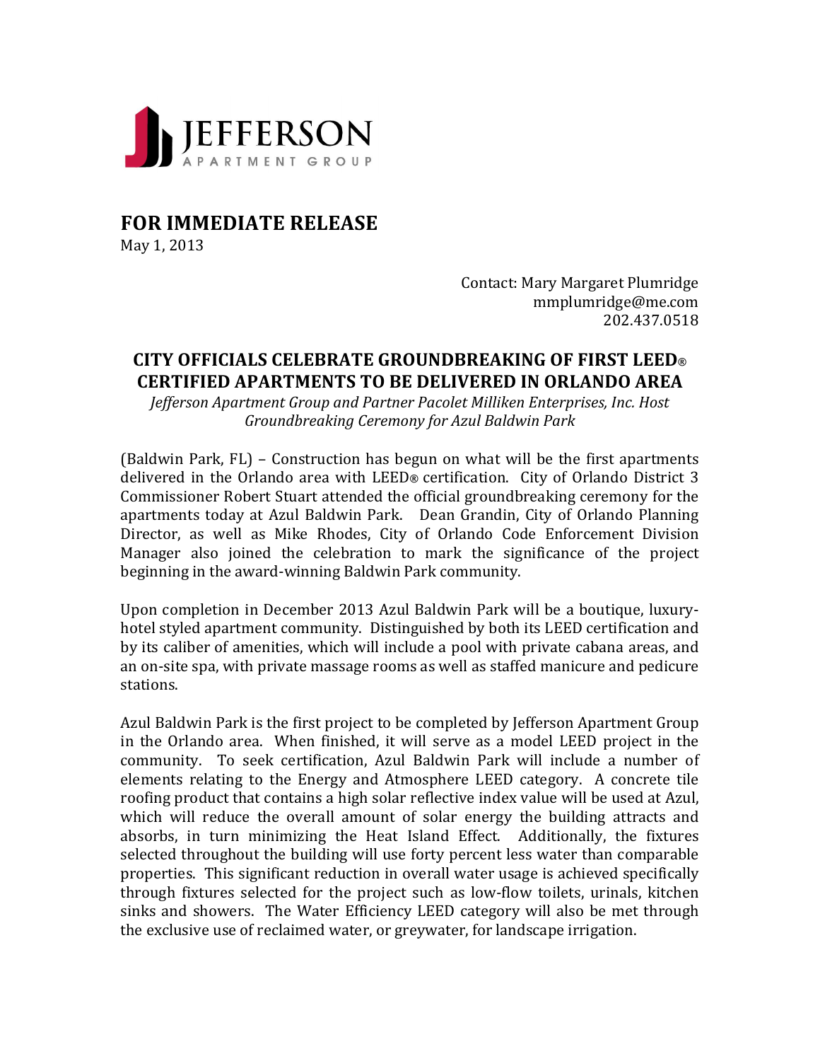JEFFERSON
APARTMENT GROUP

## FOR IMMEDIATE RELEASE

May 1, 2013

Contact: Mary Margaret Plumridge
mmplumridge@me.com
202.437.0518

# CITY OFFICIALS CELEBRATE GROUNDBREAKING OF FIRST LEED® CERTIFIED APARTMENTS TO BE DELIVERED IN ORLANDO AREA

*Jefferson Apartment Group and Partner Pacolet Milliken Enterprises, Inc. Host Groundbreaking Ceremony for Azul Baldwin Park*

(Baldwin Park, FL) – Construction has begun on what will be the first apartments delivered in the Orlando area with LEED® certification. City of Orlando District 3 Commissioner Robert Stuart attended the official groundbreaking ceremony for the apartments today at Azul Baldwin Park. Dean Grandin, City of Orlando Planning Director, as well as Mike Rhodes, City of Orlando Code Enforcement Division Manager also joined the celebration to mark the significance of the project beginning in the award-winning Baldwin Park community.

Upon completion in December 2013 Azul Baldwin Park will be a boutique, luxury-hotel styled apartment community. Distinguished by both its LEED certification and by its caliber of amenities, which will include a pool with private cabana areas, and an on-site spa, with private massage rooms as well as staffed manicure and pedicure stations.

Azul Baldwin Park is the first project to be completed by Jefferson Apartment Group in the Orlando area. When finished, it will serve as a model LEED project in the community. To seek certification, Azul Baldwin Park will include a number of elements relating to the Energy and Atmosphere LEED category. A concrete tile roofing product that contains a high solar reflective index value will be used at Azul, which will reduce the overall amount of solar energy the building attracts and absorbs, in turn minimizing the Heat Island Effect. Additionally, the fixtures selected throughout the building will use forty percent less water than comparable properties. This significant reduction in overall water usage is achieved specifically through fixtures selected for the project such as low-flow toilets, urinals, kitchen sinks and showers. The Water Efficiency LEED category will also be met through the exclusive use of reclaimed water, or greywater, for landscape irrigation.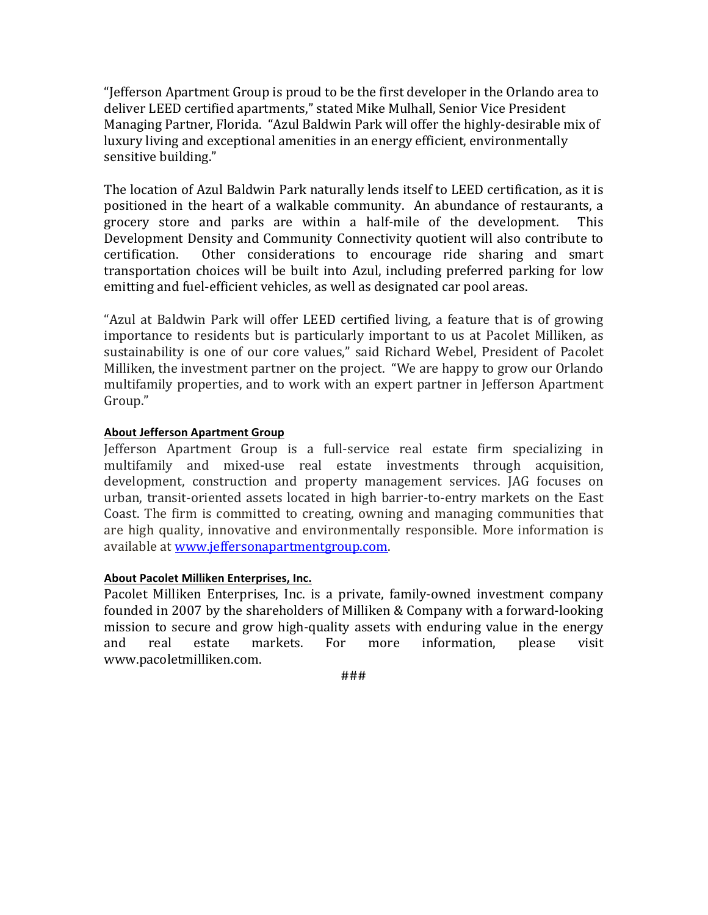"Jefferson Apartment Group is proud to be the first developer in the Orlando area to deliver LEED certified apartments," stated Mike Mulhall, Senior Vice President Managing Partner, Florida. "Azul Baldwin Park will offer the highly-desirable mix of luxury living and exceptional amenities in an energy efficient, environmentally sensitive building."

The location of Azul Baldwin Park naturally lends itself to LEED certification, as it is positioned in the heart of a walkable community. An abundance of restaurants, a grocery store and parks are within a half-mile of the development. This Development Density and Community Connectivity quotient will also contribute to certification. Other considerations to encourage ride sharing and smart transportation choices will be built into Azul, including preferred parking for low emitting and fuel-efficient vehicles, as well as designated car pool areas.

"Azul at Baldwin Park will offer LEED certified living, a feature that is of growing importance to residents but is particularly important to us at Pacolet Milliken, as sustainability is one of our core values," said Richard Webel, President of Pacolet Milliken, the investment partner on the project. "We are happy to grow our Orlando multifamily properties, and to work with an expert partner in Jefferson Apartment Group."

**About Jefferson Apartment Group**

Jefferson Apartment Group is a full-service real estate firm specializing in multifamily and mixed-use real estate investments through acquisition, development, construction and property management services. JAG focuses on urban, transit-oriented assets located in high barrier-to-entry markets on the East Coast. The firm is committed to creating, owning and managing communities that are high quality, innovative and environmentally responsible. More information is available at [www.jeffersonapartmentgroup.com](http://www.jeffersonapartmentgroup.com).

**About Pacolet Milliken Enterprises, Inc.**

Pacolet Milliken Enterprises, Inc. is a private, family-owned investment company founded in 2007 by the shareholders of Milliken & Company with a forward-looking mission to secure and grow high-quality assets with enduring value in the energy and real estate markets. For more information, please visit www.pacoletmilliken.com.

###